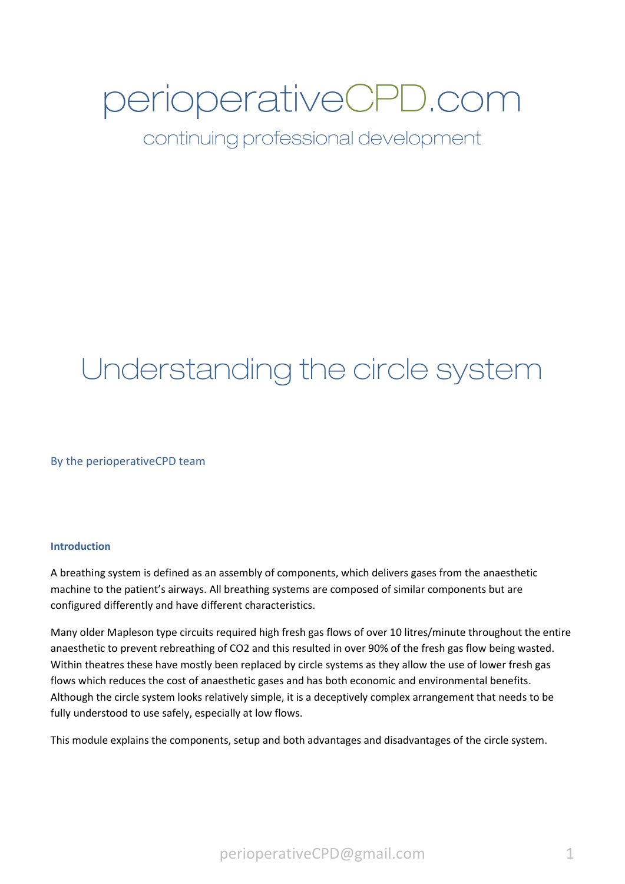# perioperativeCPD.com

continuing professional development

# Understanding the circle system

By the perioperativeCPD team

### Introduction

A breathing system is defined as an assembly of components, which delivers gases from the anaesthetic machine to the patient's airways. All breathing systems are composed of similar components but are configured differently and have different characteristics.

Many older Mapleson type circuits required high fresh gas flows of over 10 litres/minute throughout the entire anaesthetic to prevent rebreathing of $CO_2$ and this resulted in over 90% of the fresh gas flow being wasted. Within theatres these have mostly been replaced by circle systems as they allow the use of lower fresh gas flows which reduces the cost of anaesthetic gases and has both economic and environmental benefits. Although the circle system looks relatively simple, it is a deceptively complex arrangement that needs to be fully understood to use safely, especially at low flows.

This module explains the components, setup and both advantages and disadvantages of the circle system.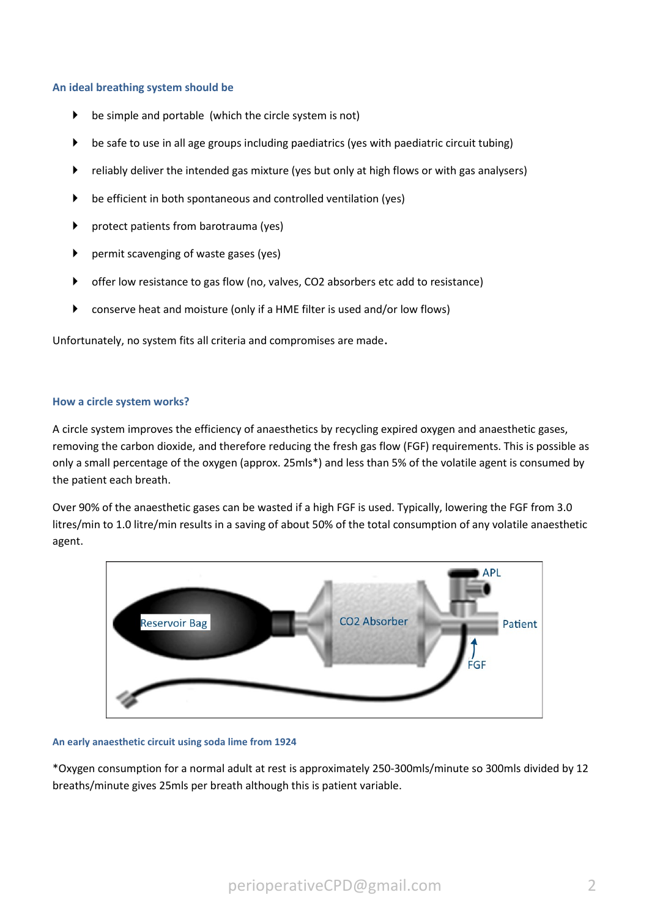### An ideal breathing system should be

- be simple and portable (which the circle system is not)
- be safe to use in all age groups including paediatrics (yes with paediatric circuit tubing)
- reliably deliver the intended gas mixture (yes but only at high flows or with gas analysers)
- be efficient in both spontaneous and controlled ventilation (yes)
- protect patients from barotrauma (yes)
- permit scavenging of waste gases (yes)
- offer low resistance to gas flow (no, valves, $CO_2$ absorbers etc add to resistance)
- conserve heat and moisture (only if a HME filter is used and/or low flows)

Unfortunately, no system fits all criteria and compromises are made.

### How a circle system works?

A circle system improves the efficiency of anaesthetics by recycling expired oxygen and anaesthetic gases, removing the carbon dioxide, and therefore reducing the fresh gas flow (FGF) requirements. This is possible as only a small percentage of the oxygen (approx. 25mls*) and less than 5% of the volatile agent is consumed by the patient each breath.

Over 90% of the anaesthetic gases can be wasted if a high FGF is used. Typically, lowering the FGF from 3.0 litres/min to 1.0 litre/min results in a saving of about 50% of the total consumption of any volatile anaesthetic agent.

Reservoir Bag | $CO_2$ Absorber | APL | Patient | FGF

**An early anaesthetic circuit using soda lime from 1924**

*Oxygen consumption for a normal adult at rest is approximately 250-300mls/minute so 300mls divided by 12 breaths/minute gives 25mls per breath although this is patient variable.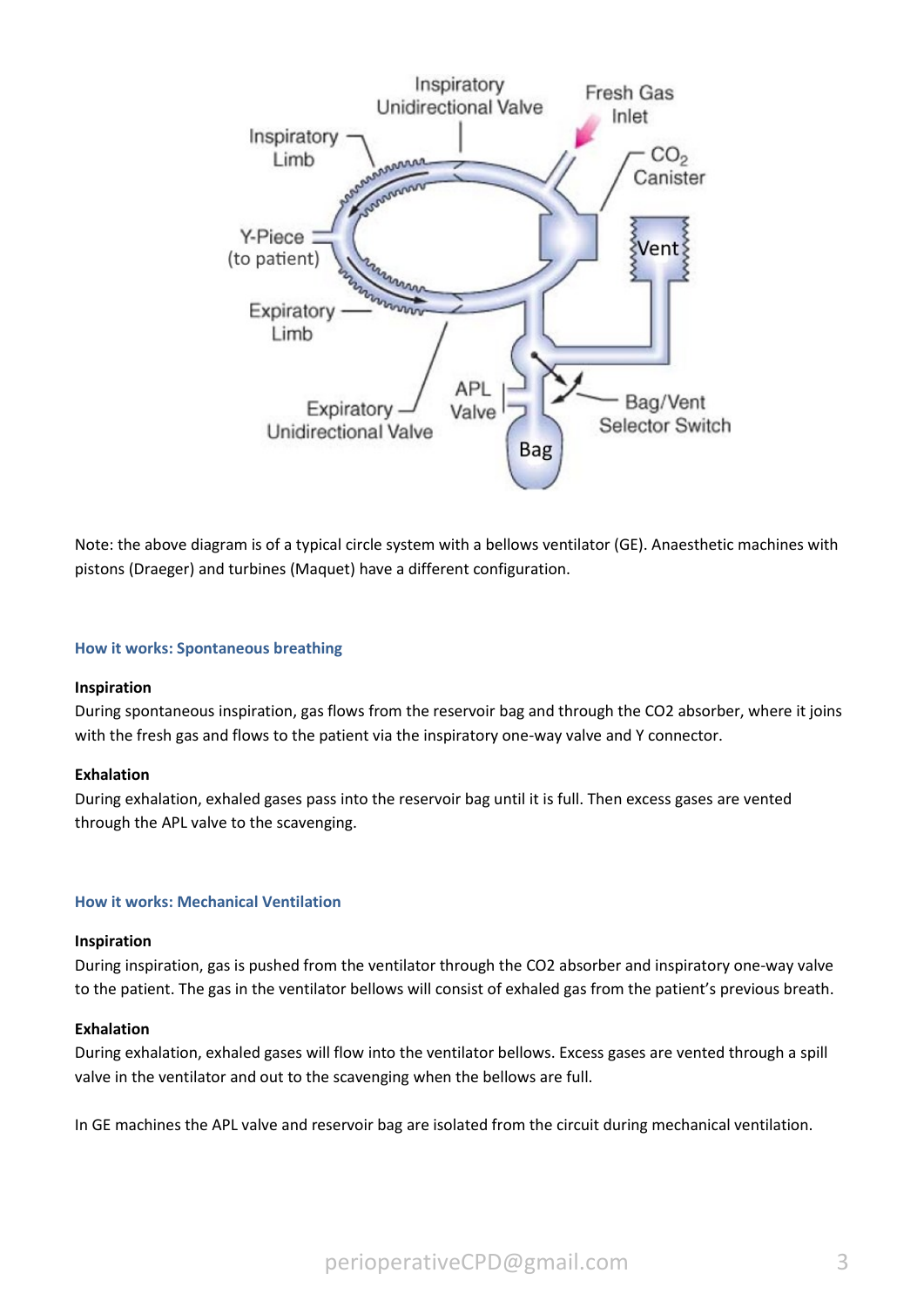Note: the above diagram is of a typical circle system with a bellows ventilator (GE). Anaesthetic machines with pistons (Draeger) and turbines (Maquet) have a different configuration.

## How it works: Spontaneous breathing

**Inspiration**

During spontaneous inspiration, gas flows from the reservoir bag and through the CO2 absorber, where it joins with the fresh gas and flows to the patient via the inspiratory one-way valve and Y connector.

**Exhalation**

During exhalation, exhaled gases pass into the reservoir bag until it is full. Then excess gases are vented through the APL valve to the scavenging.

## How it works: Mechanical Ventilation

**Inspiration**

During inspiration, gas is pushed from the ventilator through the CO2 absorber and inspiratory one-way valve to the patient. The gas in the ventilator bellows will consist of exhaled gas from the patient's previous breath.

**Exhalation**

During exhalation, exhaled gases will flow into the ventilator bellows. Excess gases are vented through a spill valve in the ventilator and out to the scavenging when the bellows are full.

In GE machines the APL valve and reservoir bag are isolated from the circuit during mechanical ventilation.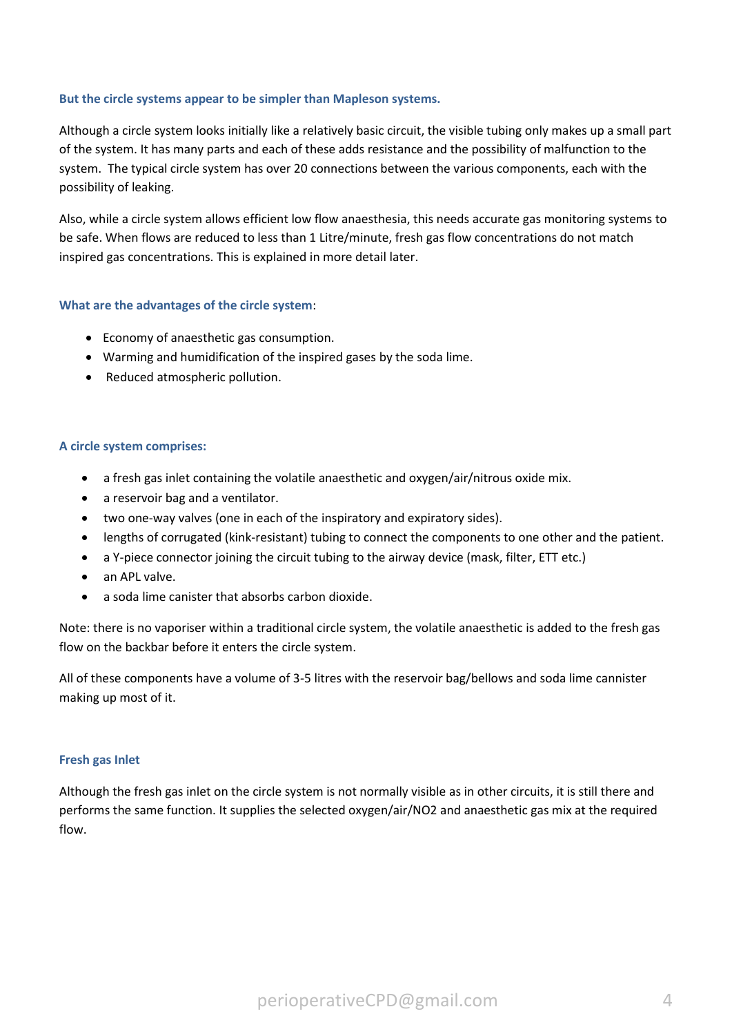### But the circle systems appear to be simpler than Mapleson systems.

Although a circle system looks initially like a relatively basic circuit, the visible tubing only makes up a small part of the system. It has many parts and each of these adds resistance and the possibility of malfunction to the system. The typical circle system has over 20 connections between the various components, each with the possibility of leaking.

Also, while a circle system allows efficient low flow anaesthesia, this needs accurate gas monitoring systems to be safe. When flows are reduced to less than 1 Litre/minute, fresh gas flow concentrations do not match inspired gas concentrations. This is explained in more detail later.

### What are the advantages of the circle system:

- Economy of anaesthetic gas consumption.
- Warming and humidification of the inspired gases by the soda lime.
- Reduced atmospheric pollution.

### A circle system comprises:

- a fresh gas inlet containing the volatile anaesthetic and oxygen/air/nitrous oxide mix.
- a reservoir bag and a ventilator.
- two one-way valves (one in each of the inspiratory and expiratory sides).
- lengths of corrugated (kink-resistant) tubing to connect the components to one other and the patient.
- a Y-piece connector joining the circuit tubing to the airway device (mask, filter, ETT etc.)
- an APL valve.
- a soda lime canister that absorbs carbon dioxide.

Note: there is no vaporiser within a traditional circle system, the volatile anaesthetic is added to the fresh gas flow on the backbar before it enters the circle system.

All of these components have a volume of 3-5 litres with the reservoir bag/bellows and soda lime cannister making up most of it.

### Fresh gas Inlet

Although the fresh gas inlet on the circle system is not normally visible as in other circuits, it is still there and performs the same function. It supplies the selected oxygen/air/$NO_2$ and anaesthetic gas mix at the required flow.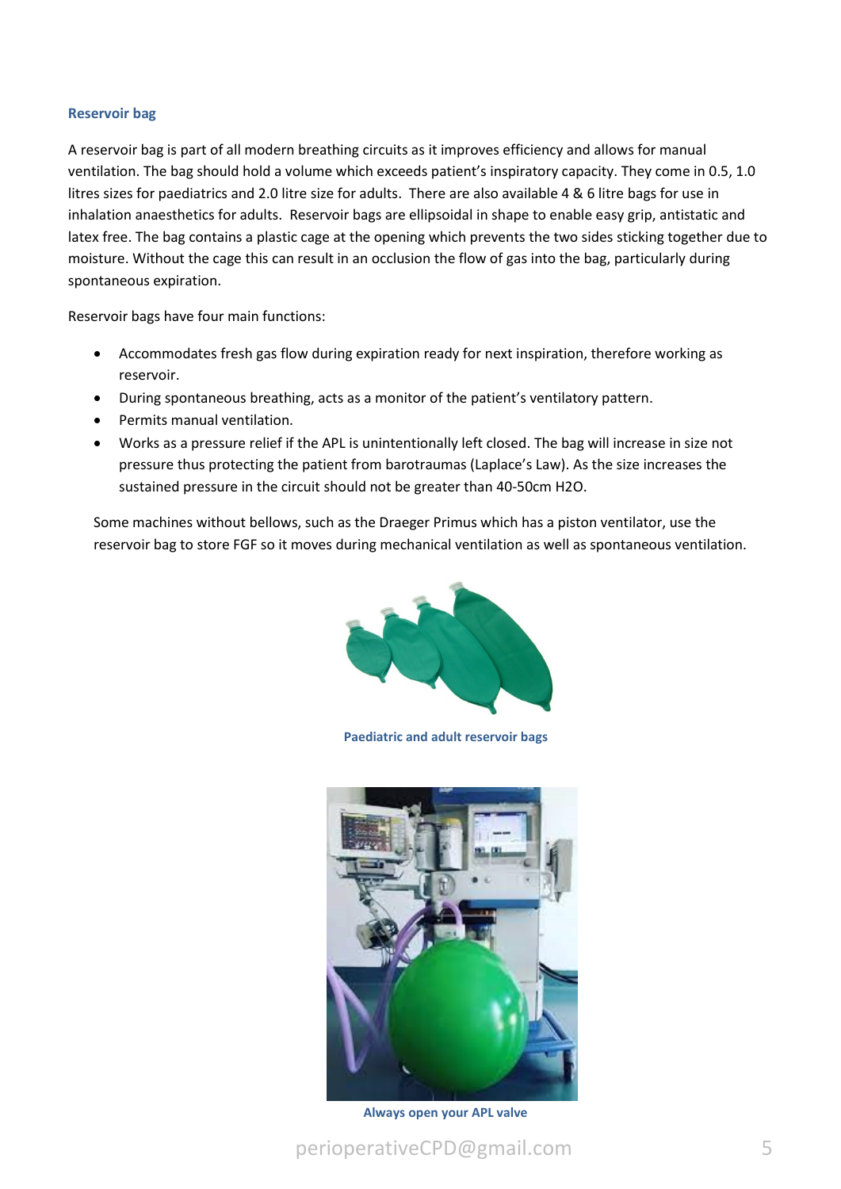### Reservoir bag

A reservoir bag is part of all modern breathing circuits as it improves efficiency and allows for manual ventilation. The bag should hold a volume which exceeds patient's inspiratory capacity. They come in 0.5, 1.0 litres sizes for paediatrics and 2.0 litre size for adults. There are also available 4 & 6 litre bags for use in inhalation anaesthetics for adults. Reservoir bags are ellipsoidal in shape to enable easy grip, antistatic and latex free. The bag contains a plastic cage at the opening which prevents the two sides sticking together due to moisture. Without the cage this can result in an occlusion the flow of gas into the bag, particularly during spontaneous expiration.

Reservoir bags have four main functions:

- Accommodates fresh gas flow during expiration ready for next inspiration, therefore working as reservoir.
- During spontaneous breathing, acts as a monitor of the patient's ventilatory pattern.
- Permits manual ventilation.
- Works as a pressure relief if the APL is unintentionally left closed. The bag will increase in size not pressure thus protecting the patient from barotraumas (Laplace's Law). As the size increases the sustained pressure in the circuit should not be greater than 40-50cm $H_2O$.

Some machines without bellows, such as the Draeger Primus which has a piston ventilator, use the reservoir bag to store FGF so it moves during mechanical ventilation as well as spontaneous ventilation.

**Paediatric and adult reservoir bags**

**Always open your APL valve**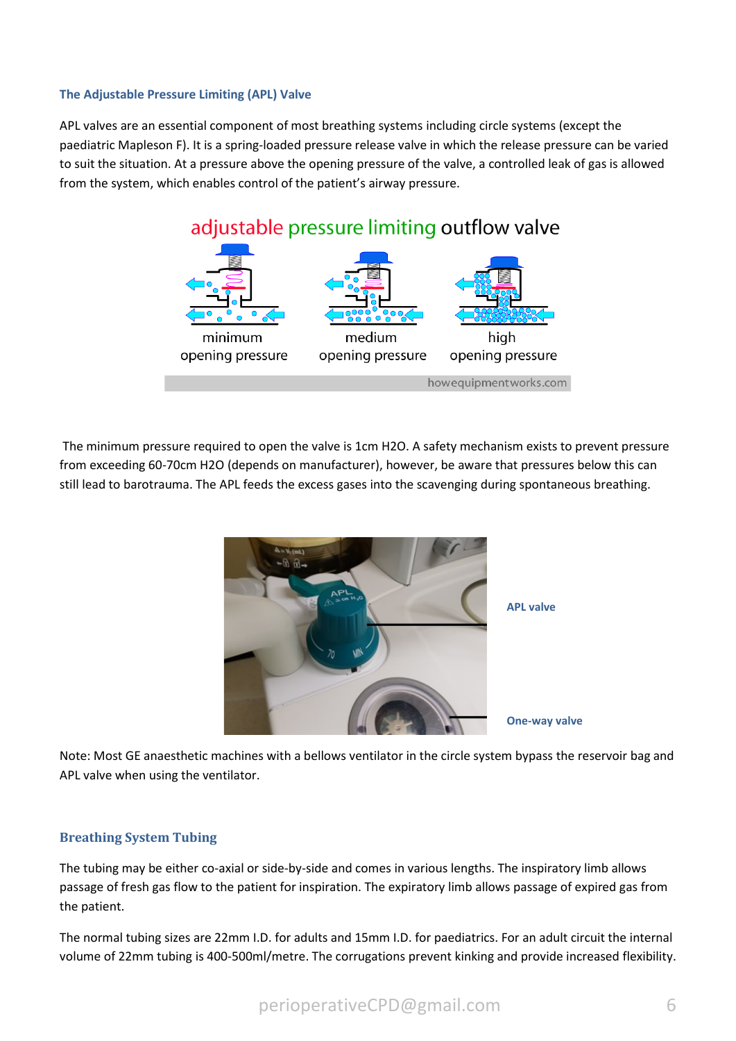### The Adjustable Pressure Limiting (APL) Valve

APL valves are an essential component of most breathing systems including circle systems (except the paediatric Mapleson F). It is a spring-loaded pressure release valve in which the release pressure can be varied to suit the situation. At a pressure above the opening pressure of the valve, a controlled leak of gas is allowed from the system, which enables control of the patient's airway pressure.

The minimum pressure required to open the valve is 1cm H2O. A safety mechanism exists to prevent pressure from exceeding 60-70cm H2O (depends on manufacturer), however, be aware that pressures below this can still lead to barotrauma. The APL feeds the excess gases into the scavenging during spontaneous breathing.

Note: Most GE anaesthetic machines with a bellows ventilator in the circle system bypass the reservoir bag and APL valve when using the ventilator.

## Breathing System Tubing

The tubing may be either co-axial or side-by-side and comes in various lengths. The inspiratory limb allows passage of fresh gas flow to the patient for inspiration. The expiratory limb allows passage of expired gas from the patient.

The normal tubing sizes are 22mm I.D. for adults and 15mm I.D. for paediatrics. For an adult circuit the internal volume of 22mm tubing is 400-500ml/metre. The corrugations prevent kinking and provide increased flexibility.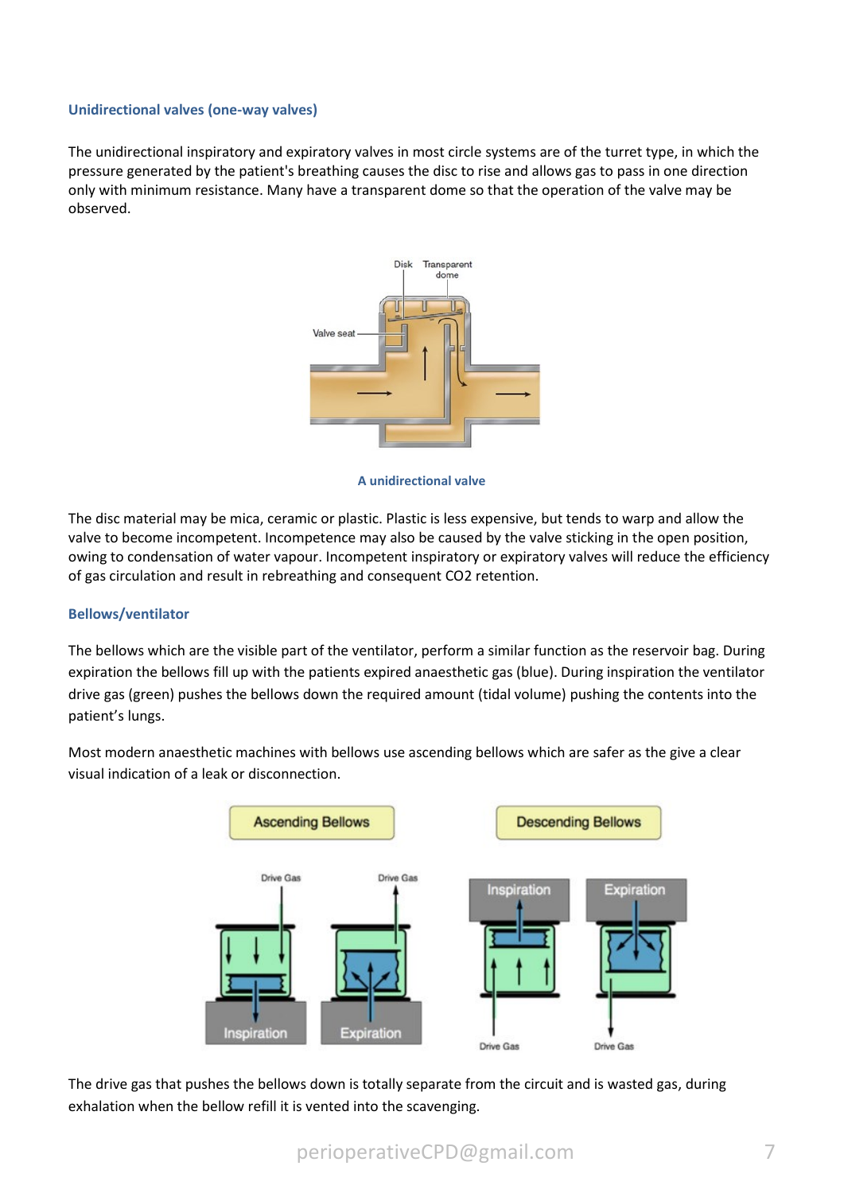### Unidirectional valves (one-way valves)

The unidirectional inspiratory and expiratory valves in most circle systems are of the turret type, in which the pressure generated by the patient's breathing causes the disc to rise and allows gas to pass in one direction only with minimum resistance. Many have a transparent dome so that the operation of the valve may be observed.

**A unidirectional valve**

The disc material may be mica, ceramic or plastic. Plastic is less expensive, but tends to warp and allow the valve to become incompetent. Incompetence may also be caused by the valve sticking in the open position, owing to condensation of water vapour. Incompetent inspiratory or expiratory valves will reduce the efficiency of gas circulation and result in rebreathing and consequent $CO_2$ retention.

### Bellows/ventilator

The bellows which are the visible part of the ventilator, perform a similar function as the reservoir bag. During expiration the bellows fill up with the patients expired anaesthetic gas (blue). During inspiration the ventilator drive gas (green) pushes the bellows down the required amount (tidal volume) pushing the contents into the patient's lungs.

Most modern anaesthetic machines with bellows use ascending bellows which are safer as the give a clear visual indication of a leak or disconnection.

The drive gas that pushes the bellows down is totally separate from the circuit and is wasted gas, during exhalation when the bellow refill it is vented into the scavenging.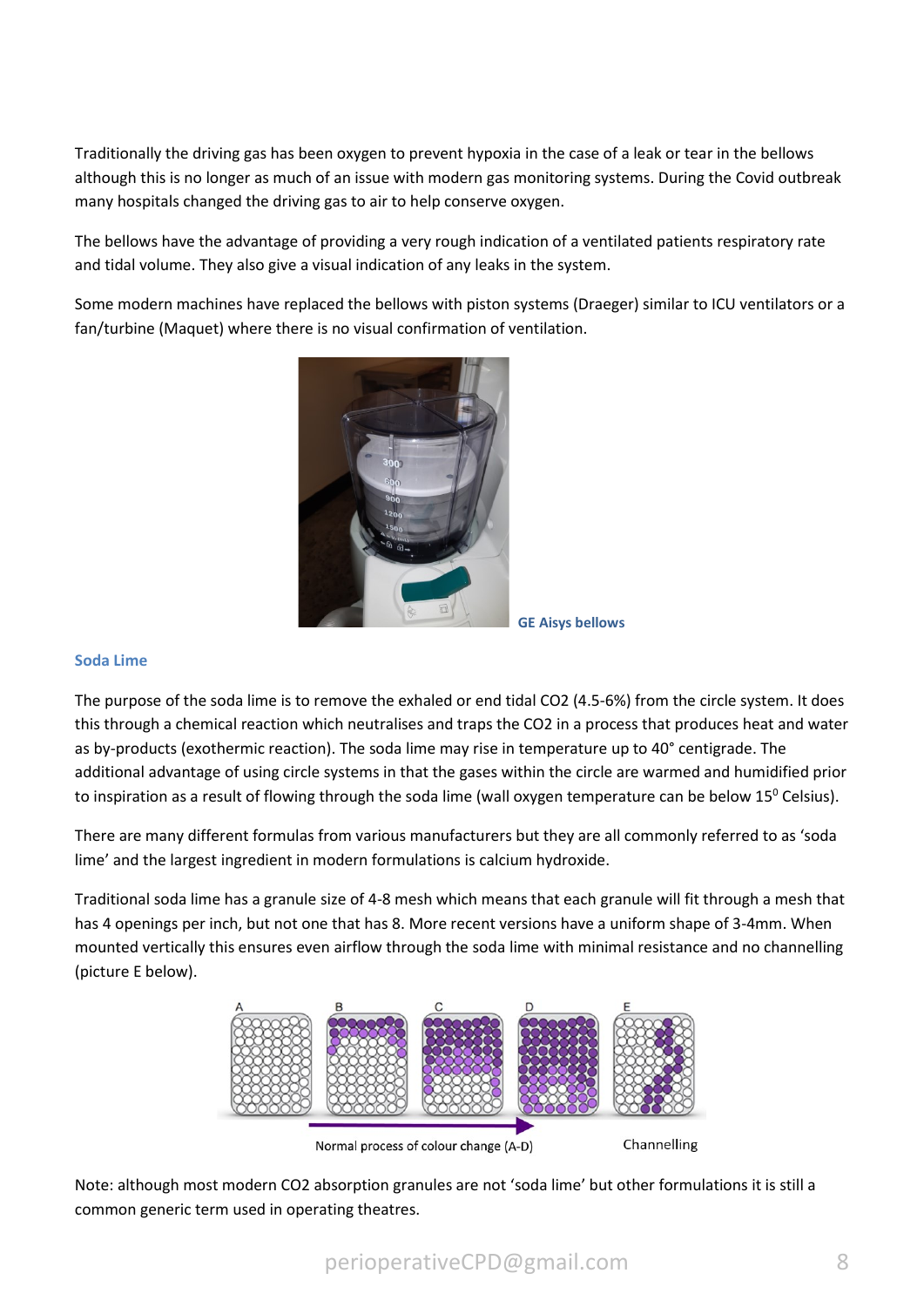Traditionally the driving gas has been oxygen to prevent hypoxia in the case of a leak or tear in the bellows although this is no longer as much of an issue with modern gas monitoring systems. During the Covid outbreak many hospitals changed the driving gas to air to help conserve oxygen.

The bellows have the advantage of providing a very rough indication of a ventilated patients respiratory rate and tidal volume. They also give a visual indication of any leaks in the system.

Some modern machines have replaced the bellows with piston systems (Draeger) similar to ICU ventilators or a fan/turbine (Maquet) where there is no visual confirmation of ventilation.

**GE Aisys bellows**

### Soda Lime

The purpose of the soda lime is to remove the exhaled or end tidal $CO_2$ (4.5-6%) from the circle system. It does this through a chemical reaction which neutralises and traps the $CO_2$ in a process that produces heat and water as by-products (exothermic reaction). The soda lime may rise in temperature up to 40° centigrade. The additional advantage of using circle systems in that the gases within the circle are warmed and humidified prior to inspiration as a result of flowing through the soda lime (wall oxygen temperature can be below $15^0$ Celsius).

There are many different formulas from various manufacturers but they are all commonly referred to as 'soda lime' and the largest ingredient in modern formulations is calcium hydroxide.

Traditional soda lime has a granule size of 4-8 mesh which means that each granule will fit through a mesh that has 4 openings per inch, but not one that has 8. More recent versions have a uniform shape of 3-4mm. When mounted vertically this ensures even airflow through the soda lime with minimal resistance and no channelling (picture E below).

Normal process of colour change (A-D) Channelling

Note: although most modern $CO_2$ absorption granules are not 'soda lime' but other formulations it is still a common generic term used in operating theatres.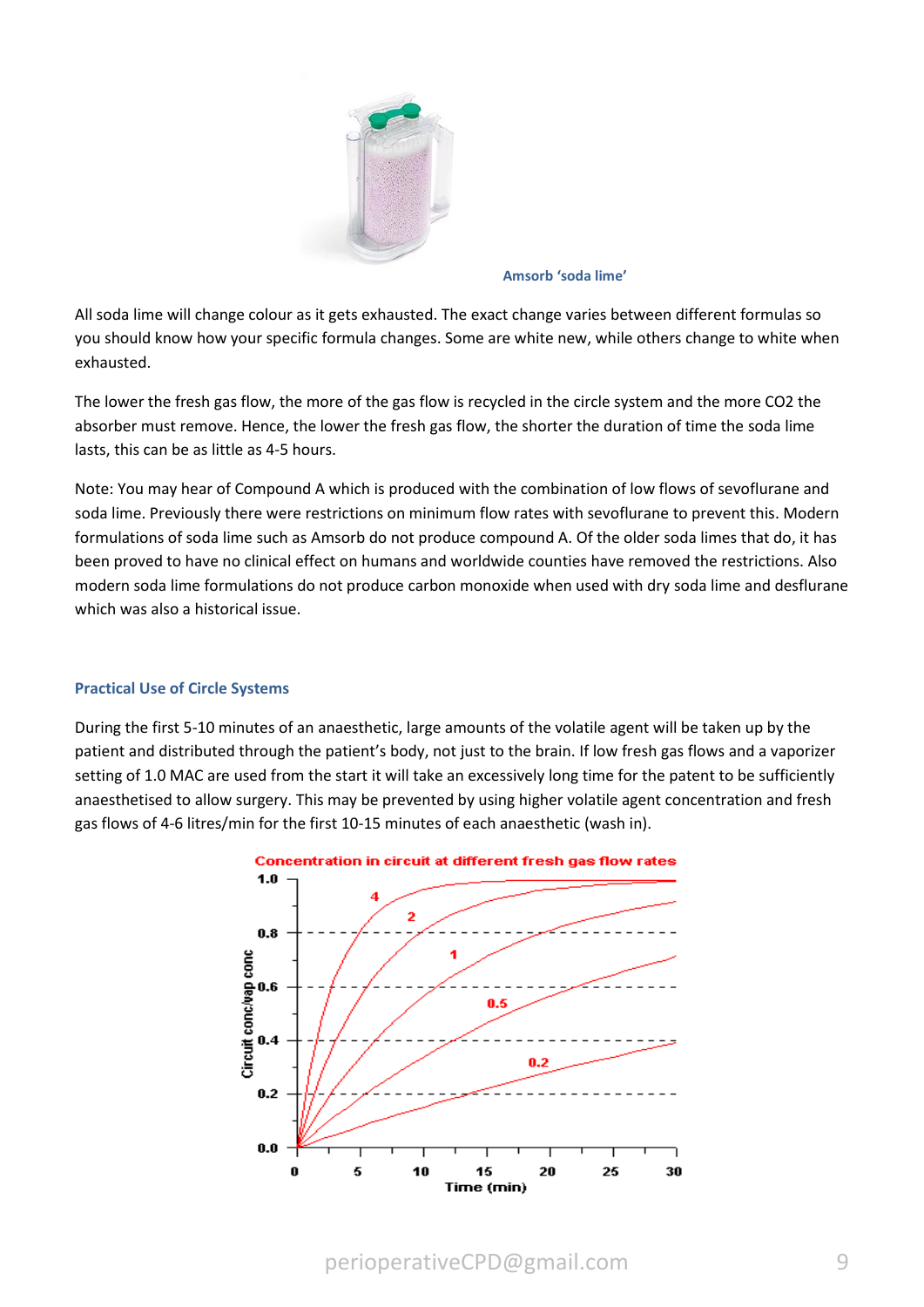Amsorb ‘soda lime’

All soda lime will change colour as it gets exhausted. The exact change varies between different formulas so you should know how your specific formula changes. Some are white new, while others change to white when exhausted.

The lower the fresh gas flow, the more of the gas flow is recycled in the circle system and the more $CO_2$ the absorber must remove. Hence, the lower the fresh gas flow, the shorter the duration of time the soda lime lasts, this can be as little as 4-5 hours.

Note: You may hear of Compound A which is produced with the combination of low flows of sevoflurane and soda lime. Previously there were restrictions on minimum flow rates with sevoflurane to prevent this. Modern formulations of soda lime such as Amsorb do not produce compound A. Of the older soda limes that do, it has been proved to have no clinical effect on humans and worldwide counties have removed the restrictions. Also modern soda lime formulations do not produce carbon monoxide when used with dry soda lime and desflurane which was also a historical issue.

### Practical Use of Circle Systems

During the first 5-10 minutes of an anaesthetic, large amounts of the volatile agent will be taken up by the patient and distributed through the patient’s body, not just to the brain. If low fresh gas flows and a vaporizer setting of 1.0 MAC are used from the start it will take an excessively long time for the patent to be sufficiently anaesthetised to allow surgery. This may be prevented by using higher volatile agent concentration and fresh gas flows of 4-6 litres/min for the first 10-15 minutes of each anaesthetic (wash in).

Concentration in circuit at different fresh gas flow rates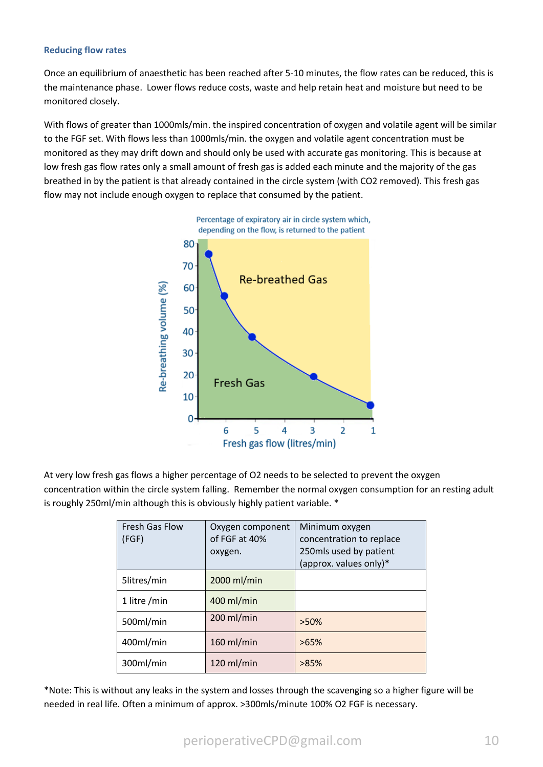### Reducing flow rates

Once an equilibrium of anaesthetic has been reached after 5-10 minutes, the flow rates can be reduced, this is the maintenance phase. Lower flows reduce costs, waste and help retain heat and moisture but need to be monitored closely.

With flows of greater than 1000mls/min. the inspired concentration of oxygen and volatile agent will be similar to the FGF set. With flows less than 1000mls/min. the oxygen and volatile agent concentration must be monitored as they may drift down and should only be used with accurate gas monitoring. This is because at low fresh gas flow rates only a small amount of fresh gas is added each minute and the majority of the gas breathed in by the patient is that already contained in the circle system (with $CO_2$ removed). This fresh gas flow may not include enough oxygen to replace that consumed by the patient.

Percentage of expiratory air in circle system which, depending on the flow, is returned to the patient

At very low fresh gas flows a higher percentage of $O_2$ needs to be selected to prevent the oxygen concentration within the circle system falling. Remember the normal oxygen consumption for an resting adult is roughly 250ml/min although this is obviously highly patient variable. *

| Fresh Gas Flow (FGF) | Oxygen component of FGF at 40% oxygen. | Minimum oxygen concentration to replace 250mls used by patient (approx. values only)* |
|---|---|---|
| 5litres/min | 2000 ml/min | |
| 1 litre /min | 400 ml/min | |
| 500ml/min | 200 ml/min | >50% |
| 400ml/min | 160 ml/min | >65% |
| 300ml/min | 120 ml/min | >85% |

*Note: This is without any leaks in the system and losses through the scavenging so a higher figure will be needed in real life. Often a minimum of approx. >300mls/minute 100% $O_2$ FGF is necessary.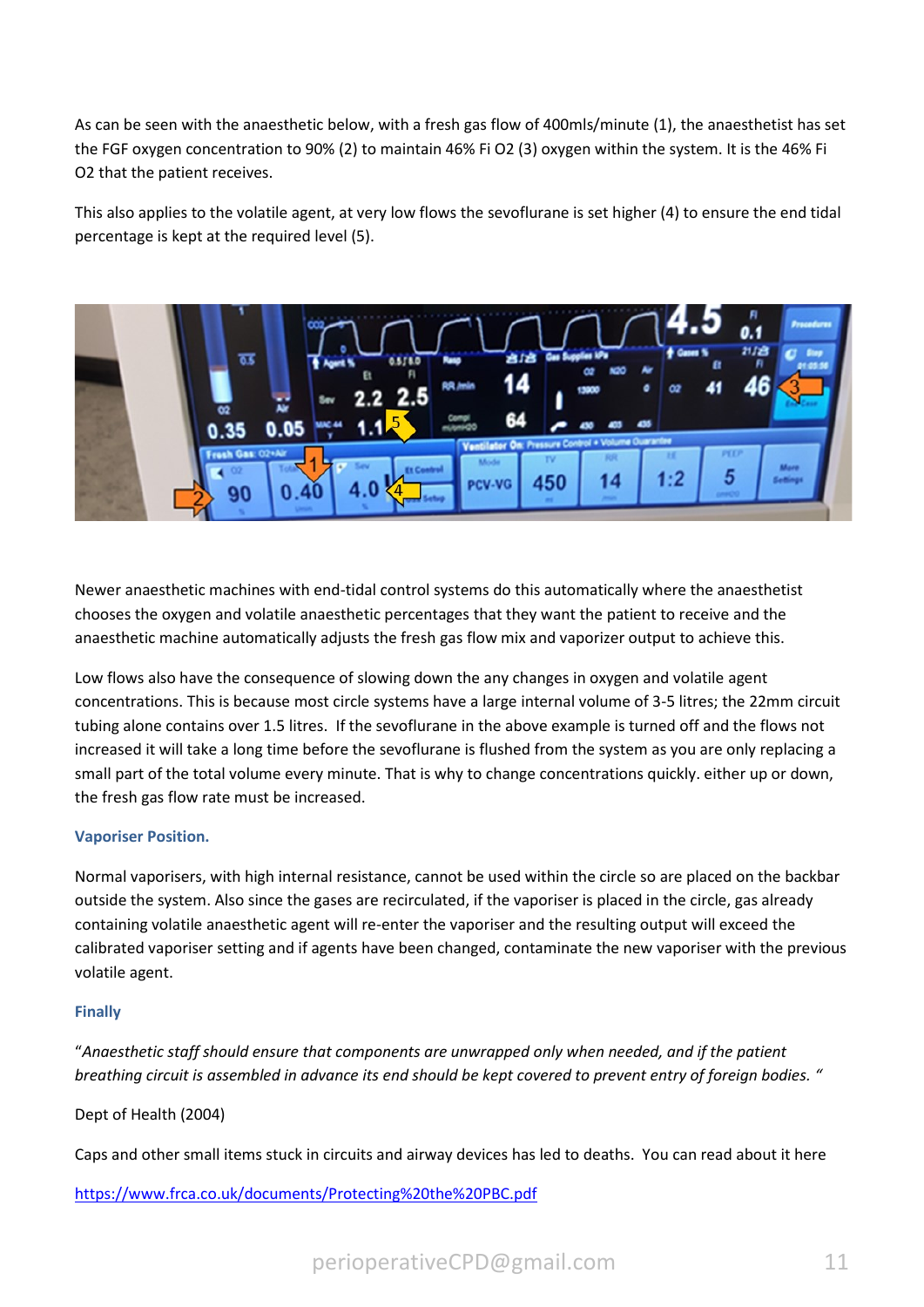As can be seen with the anaesthetic below, with a fresh gas flow of 400mls/minute (1), the anaesthetist has set the FGF oxygen concentration to 90% (2) to maintain 46% Fi O2 (3) oxygen within the system. It is the 46% Fi O2 that the patient receives.

This also applies to the volatile agent, at very low flows the sevoflurane is set higher (4) to ensure the end tidal percentage is kept at the required level (5).

Newer anaesthetic machines with end-tidal control systems do this automatically where the anaesthetist chooses the oxygen and volatile anaesthetic percentages that they want the patient to receive and the anaesthetic machine automatically adjusts the fresh gas flow mix and vaporizer output to achieve this.

Low flows also have the consequence of slowing down the any changes in oxygen and volatile agent concentrations. This is because most circle systems have a large internal volume of 3-5 litres; the 22mm circuit tubing alone contains over 1.5 litres. If the sevoflurane in the above example is turned off and the flows not increased it will take a long time before the sevoflurane is flushed from the system as you are only replacing a small part of the total volume every minute. That is why to change concentrations quickly. either up or down, the fresh gas flow rate must be increased.

### Vaporiser Position.

Normal vaporisers, with high internal resistance, cannot be used within the circle so are placed on the backbar outside the system. Also since the gases are recirculated, if the vaporiser is placed in the circle, gas already containing volatile anaesthetic agent will re-enter the vaporiser and the resulting output will exceed the calibrated vaporiser setting and if agents have been changed, contaminate the new vaporiser with the previous volatile agent.

### Finally

*"Anaesthetic staff should ensure that components are unwrapped only when needed, and if the patient breathing circuit is assembled in advance its end should be kept covered to prevent entry of foreign bodies. "*

Dept of Health (2004)

Caps and other small items stuck in circuits and airway devices has led to deaths. You can read about it here

https://www.frca.co.uk/documents/Protecting%20the%20PBC.pdf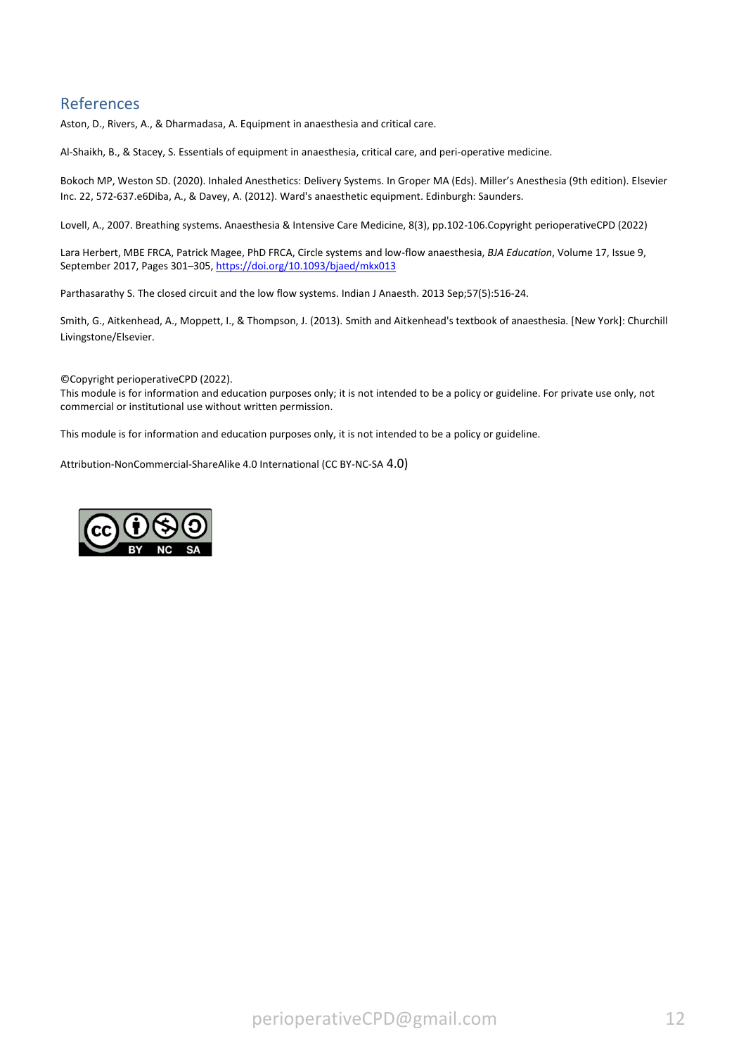## References

Aston, D., Rivers, A., & Dharmadasa, A. Equipment in anaesthesia and critical care.

Al-Shaikh, B., & Stacey, S. Essentials of equipment in anaesthesia, critical care, and peri-operative medicine.

Bokoch MP, Weston SD. (2020). Inhaled Anesthetics: Delivery Systems. In Groper MA (Eds). Miller's Anesthesia (9th edition). Elsevier Inc. 22, 572-637.e6Diba, A., & Davey, A. (2012). Ward's anaesthetic equipment. Edinburgh: Saunders.

Lovell, A., 2007. Breathing systems. Anaesthesia & Intensive Care Medicine, 8(3), pp.102-106.Copyright perioperativeCPD (2022)

Lara Herbert, MBE FRCA, Patrick Magee, PhD FRCA, Circle systems and low-flow anaesthesia, *BJA Education*, Volume 17, Issue 9, September 2017, Pages 301–305, https://doi.org/10.1093/bjaed/mkx013

Parthasarathy S. The closed circuit and the low flow systems. Indian J Anaesth. 2013 Sep;57(5):516-24.

Smith, G., Aitkenhead, A., Moppett, I., & Thompson, J. (2013). Smith and Aitkenhead's textbook of anaesthesia. [New York]: Churchill Livingstone/Elsevier.

©Copyright perioperativeCPD (2022).
This module is for information and education purposes only; it is not intended to be a policy or guideline. For private use only, not commercial or institutional use without written permission.

This module is for information and education purposes only, it is not intended to be a policy or guideline.

Attribution-NonCommercial-ShareAlike 4.0 International (CC BY-NC-SA 4.0)

perioperativeCPD@gmail.com